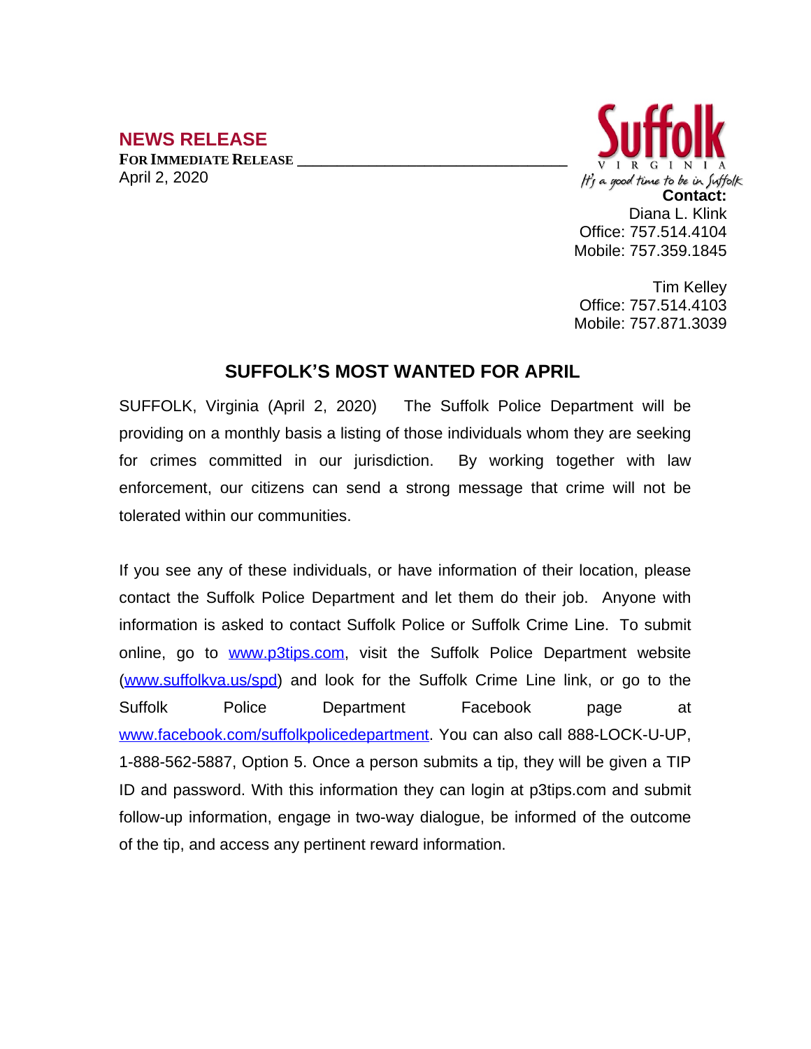## NEWS RELEASE

**FOR IMMEDIATE RELEASE** ________________________________

April 2, 2020

Suffolk
VIRGINIA
*It's a good time to be in Suffolk*

**Contact:**
Diana L. Klink
Office: 757.514.4104
Mobile: 757.359.1845

Tim Kelley
Office: 757.514.4103
Mobile: 757.871.3039

# SUFFOLK'S MOST WANTED FOR APRIL

SUFFOLK, Virginia (April 2, 2020) The Suffolk Police Department will be providing on a monthly basis a listing of those individuals whom they are seeking for crimes committed in our jurisdiction. By working together with law enforcement, our citizens can send a strong message that crime will not be tolerated within our communities.

If you see any of these individuals, or have information of their location, please contact the Suffolk Police Department and let them do their job. Anyone with information is asked to contact Suffolk Police or Suffolk Crime Line. To submit online, go to www.p3tips.com, visit the Suffolk Police Department website (www.suffolkva.us/spd) and look for the Suffolk Crime Line link, or go to the Suffolk Police Department Facebook page at www.facebook.com/suffolkpolicedepartment. You can also call 888-LOCK-U-UP, 1-888-562-5887, Option 5. Once a person submits a tip, they will be given a TIP ID and password. With this information they can login at p3tips.com and submit follow-up information, engage in two-way dialogue, be informed of the outcome of the tip, and access any pertinent reward information.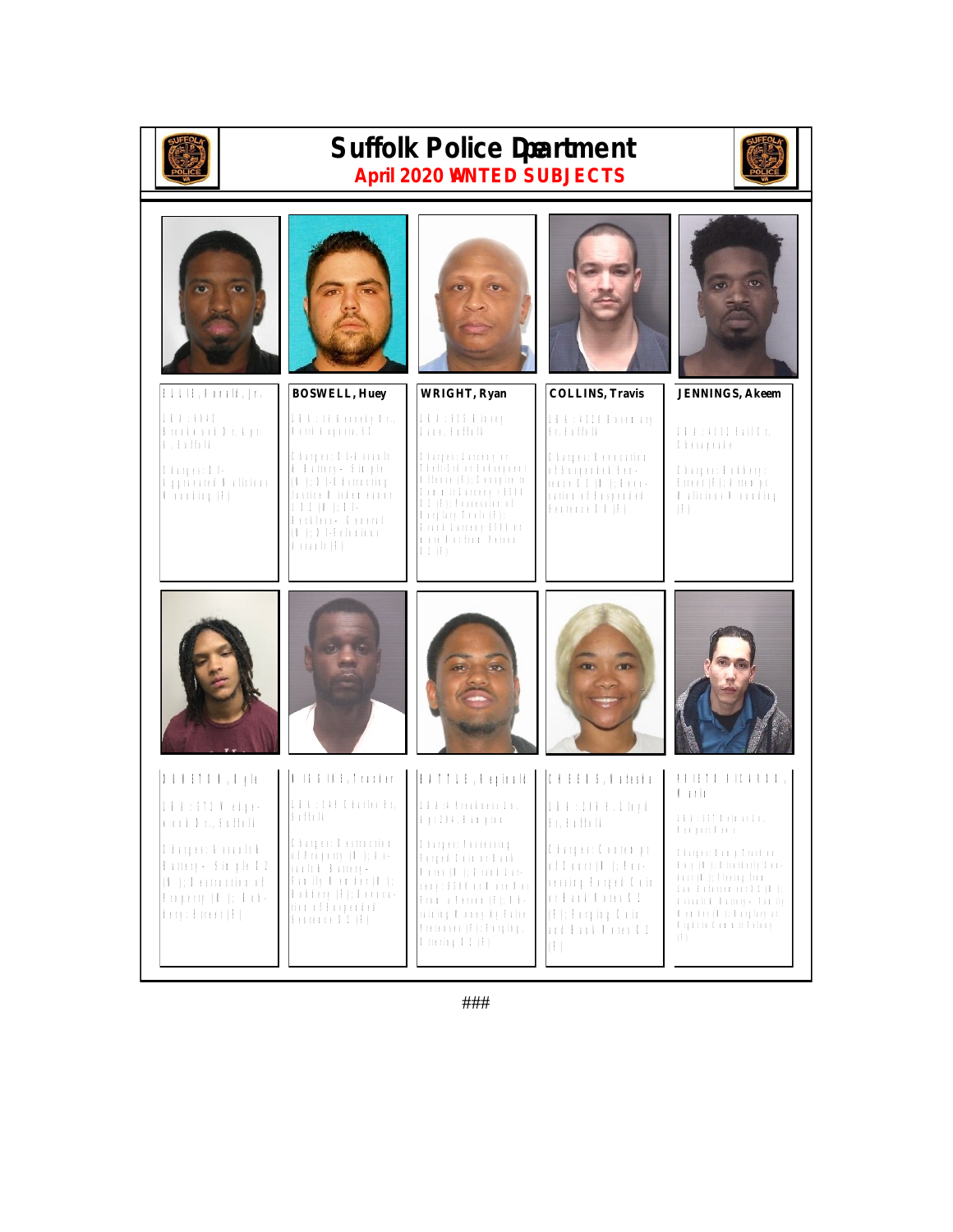# Suffolk Police Department

## April 2020 WANTED SUBJECTS

**BOSWELL, Huey**

**WRIGHT, Ryan**

**COLLINS, Travis**

**JENNINGS, Akeem**

###